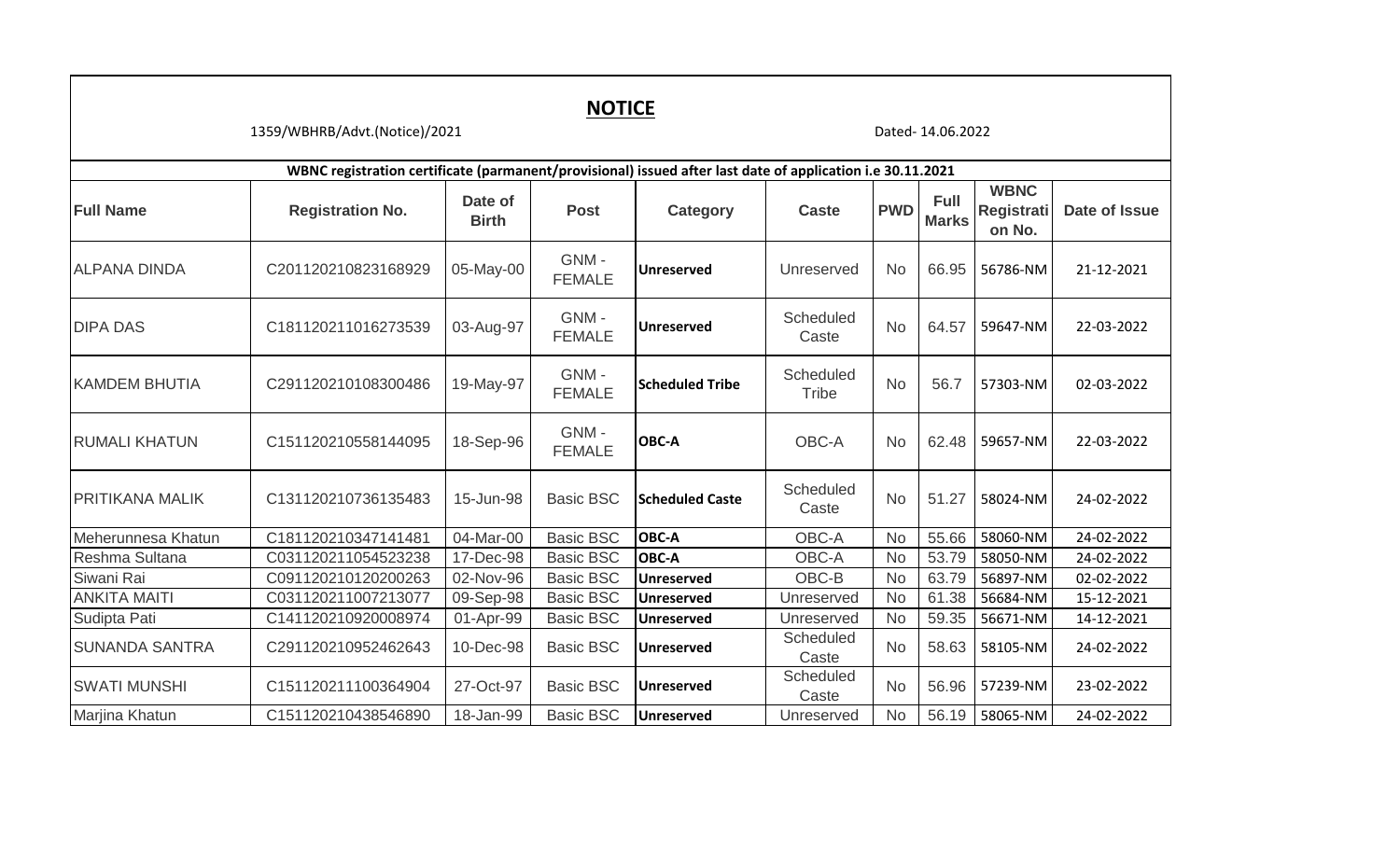## NOTICE

1359/WBHRB/Advt.(Notice)/2021

Dated- 14.06.2022

**WBNC registration certificate (parmanent/provisional) issued after last date of application i.e 30.11.2021**

| Full Name | Registration No. | Date of Birth | Post | Category | Caste | PWD | Full Marks | WBNC Registration No. | Date of Issue |
|---|---|---|---|---|---|---|---|---|---|
| ALPANA DINDA | C201120210823168929 | 05-May-00 | GNM - FEMALE | **Unreserved** | Unreserved | No | 66.95 | 56786-NM | 21-12-2021 |
| DIPA DAS | C181120211016273539 | 03-Aug-97 | GNM - FEMALE | **Unreserved** | Scheduled Caste | No | 64.57 | 59647-NM | 22-03-2022 |
| KAMDEM BHUTIA | C291120210108300486 | 19-May-97 | GNM - FEMALE | **Scheduled Tribe** | Scheduled Tribe | No | 56.7 | 57303-NM | 02-03-2022 |
| RUMALI KHATUN | C151120210558144095 | 18-Sep-96 | GNM - FEMALE | **OBC-A** | OBC-A | No | 62.48 | 59657-NM | 22-03-2022 |
| PRITIKANA MALIK | C131120210736135483 | 15-Jun-98 | Basic BSC | **Scheduled Caste** | Scheduled Caste | No | 51.27 | 58024-NM | 24-02-2022 |
| Meherunnesa Khatun | C181120210347141481 | 04-Mar-00 | Basic BSC | **OBC-A** | OBC-A | No | 55.66 | 58060-NM | 24-02-2022 |
| Reshma Sultana | C031120211054523238 | 17-Dec-98 | Basic BSC | **OBC-A** | OBC-A | No | 53.79 | 58050-NM | 24-02-2022 |
| Siwani Rai | C091120210120200263 | 02-Nov-96 | Basic BSC | **Unreserved** | OBC-B | No | 63.79 | 56897-NM | 02-02-2022 |
| ANKITA MAITI | C031120211007213077 | 09-Sep-98 | Basic BSC | **Unreserved** | Unreserved | No | 61.38 | 56684-NM | 15-12-2021 |
| Sudipta Pati | C141120210920008974 | 01-Apr-99 | Basic BSC | **Unreserved** | Unreserved | No | 59.35 | 56671-NM | 14-12-2021 |
| SUNANDA SANTRA | C291120210952462643 | 10-Dec-98 | Basic BSC | **Unreserved** | Scheduled Caste | No | 58.63 | 58105-NM | 24-02-2022 |
| SWATI MUNSHI | C151120211100364904 | 27-Oct-97 | Basic BSC | **Unreserved** | Scheduled Caste | No | 56.96 | 57239-NM | 23-02-2022 |
| Marjina Khatun | C151120210438546890 | 18-Jan-99 | Basic BSC | **Unreserved** | Unreserved | No | 56.19 | 58065-NM | 24-02-2022 |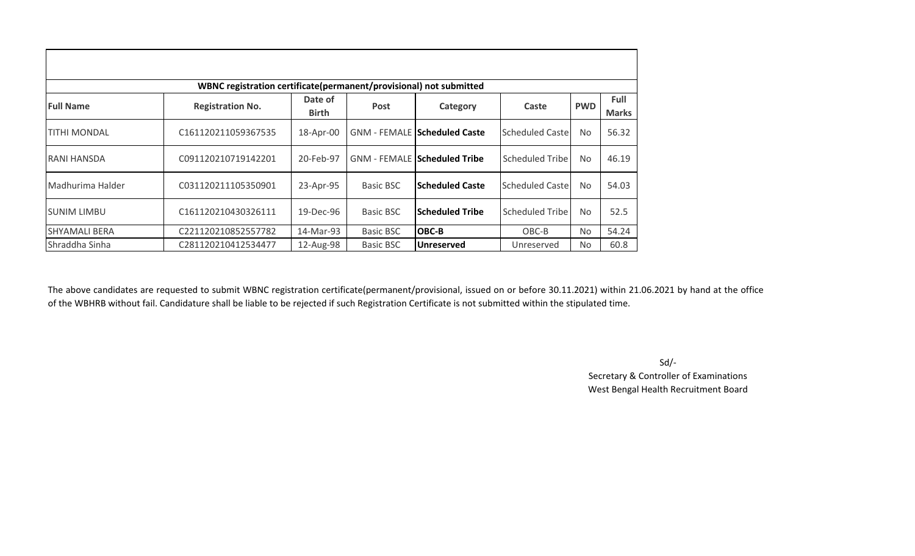**WBNC registration certificate(permanent/provisional) not submitted**

| Full Name | Registration No. | Date of Birth | Post | Category | Caste | PWD | Full Marks |
|---|---|---|---|---|---|---|---|
| TITHI MONDAL | C161120211059367535 | 18-Apr-00 | GNM - FEMALE | **Scheduled Caste** | Scheduled Caste | No | 56.32 |
| RANI HANSDA | C091120210719142201 | 20-Feb-97 | GNM - FEMALE | **Scheduled Tribe** | Scheduled Tribe | No | 46.19 |
| Madhurima Halder | C031120211105350901 | 23-Apr-95 | Basic BSC | **Scheduled Caste** | Scheduled Caste | No | 54.03 |
| SUNIM LIMBU | C161120210430326111 | 19-Dec-96 | Basic BSC | **Scheduled Tribe** | Scheduled Tribe | No | 52.5 |
| SHYAMALI BERA | C221120210852557782 | 14-Mar-93 | Basic BSC | **OBC-B** | OBC-B | No | 54.24 |
| Shraddha Sinha | C281120210412534477 | 12-Aug-98 | Basic BSC | **Unreserved** | Unreserved | No | 60.8 |

The above candidates are requested to submit WBNC registration certificate(permanent/provisional, issued on or before 30.11.2021) within 21.06.2021 by hand at the office of the WBHRB without fail. Candidature shall be liable to be rejected if such Registration Certificate is not submitted within the stipulated time.

Sd/-
Secretary & Controller of Examinations
West Bengal Health Recruitment Board